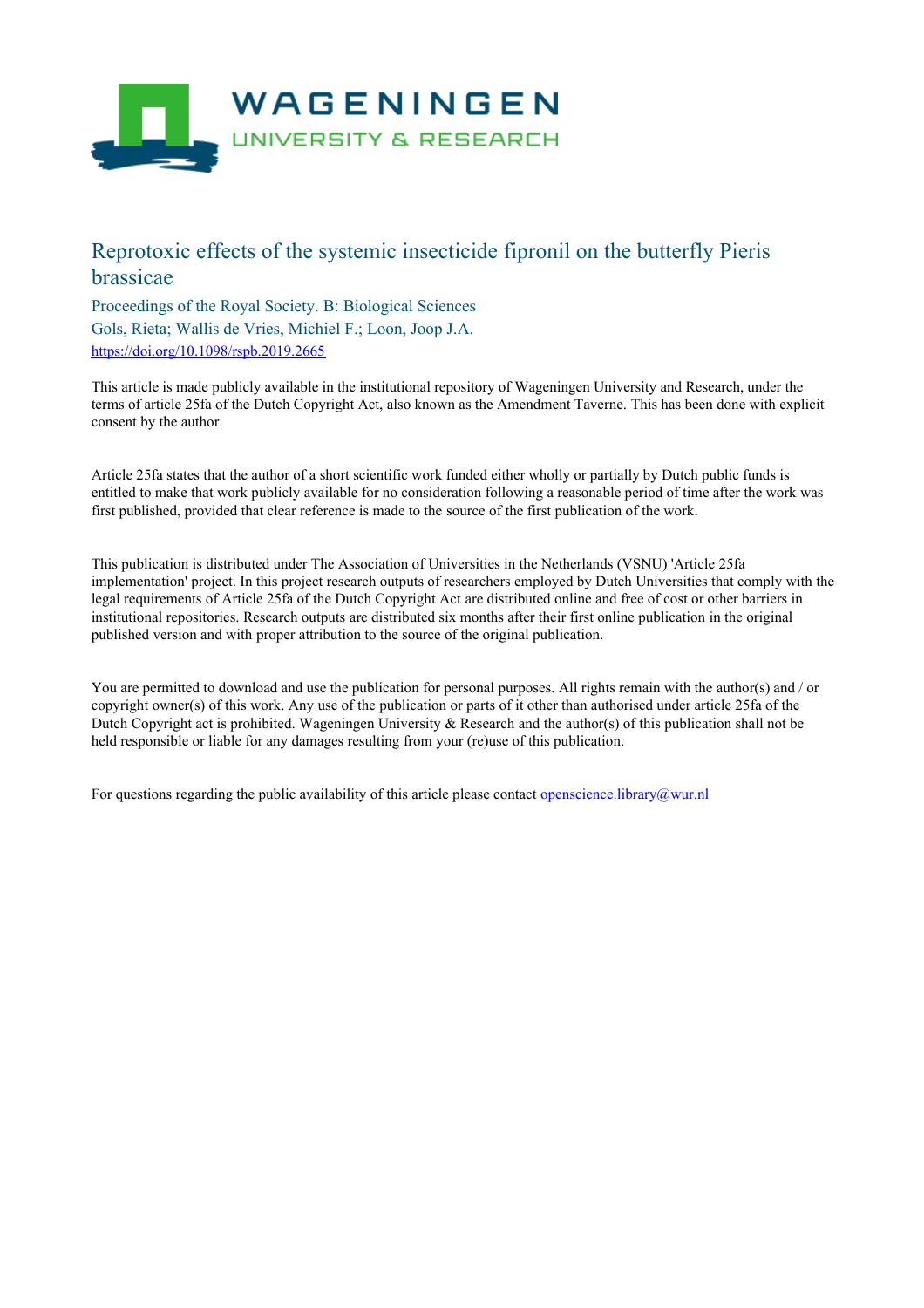# Reprotoxic effects of the systemic insecticide fipronil on the butterfly Pieris brassicae

Proceedings of the Royal Society. B: Biological Sciences

Gols, Rieta; Wallis de Vries, Michiel F.; Loon, Joop J.A.

https://doi.org/10.1098/rspb.2019.2665

This article is made publicly available in the institutional repository of Wageningen University and Research, under the terms of article 25fa of the Dutch Copyright Act, also known as the Amendment Taverne. This has been done with explicit consent by the author.

Article 25fa states that the author of a short scientific work funded either wholly or partially by Dutch public funds is entitled to make that work publicly available for no consideration following a reasonable period of time after the work was first published, provided that clear reference is made to the source of the first publication of the work.

This publication is distributed under The Association of Universities in the Netherlands (VSNU) 'Article 25fa implementation' project. In this project research outputs of researchers employed by Dutch Universities that comply with the legal requirements of Article 25fa of the Dutch Copyright Act are distributed online and free of cost or other barriers in institutional repositories. Research outputs are distributed six months after their first online publication in the original published version and with proper attribution to the source of the original publication.

You are permitted to download and use the publication for personal purposes. All rights remain with the author(s) and / or copyright owner(s) of this work. Any use of the publication or parts of it other than authorised under article 25fa of the Dutch Copyright act is prohibited. Wageningen University & Research and the author(s) of this publication shall not be held responsible or liable for any damages resulting from your (re)use of this publication.

For questions regarding the public availability of this article please contact openscience.library@wur.nl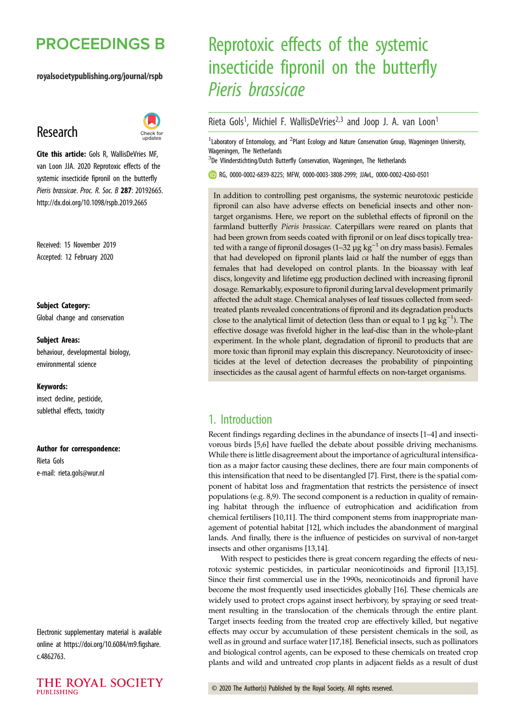# PROCEEDINGS B

royalsocietypublishing.org/journal/rspb

## Research

**Cite this article:** Gols R, WallisDeVries MF, van Loon JJA. 2020 Reprotoxic effects of the systemic insecticide fipronil on the butterfly *Pieris brassicae*. *Proc. R. Soc. B* **287**: 20192665. http://dx.doi.org/10.1098/rspb.2019.2665

Received: 15 November 2019
Accepted: 12 February 2020

**Subject Category:**
Global change and conservation

**Subject Areas:**
behaviour, developmental biology, environmental science

**Keywords:**
insect decline, pesticide, sublethal effects, toxicity

**Author for correspondence:**
Rieta Gols
e-mail: rieta.gols@wur.nl

Electronic supplementary material is available online at https://doi.org/10.6084/m9.figshare.c.4862763.

# Reprotoxic effects of the systemic insecticide fipronil on the butterfly *Pieris brassicae*

Rieta Gols[1], Michiel F. WallisDeVries[2,3] and Joop J. A. van Loon[1]

[1]Laboratory of Entomology, and [2]Plant Ecology and Nature Conservation Group, Wageningen University, Wageningen, The Netherlands
[3]De Vlinderstichting/Dutch Butterfly Conservation, Wageningen, The Netherlands

RG, 0000-0002-6839-8225; MFW, 0000-0003-3808-2999; JJAvL, 0000-0002-4260-0501

In addition to controlling pest organisms, the systemic neurotoxic pesticide fipronil can also have adverse effects on beneficial insects and other non-target organisms. Here, we report on the sublethal effects of fipronil on the farmland butterfly *Pieris brassicae*. Caterpillars were reared on plants that had been grown from seeds coated with fipronil or on leaf discs topically treated with a range of fipronil dosages (1–32 µg kg$^{-1}$ on dry mass basis). Females that had developed on fipronil plants laid *ca* half the number of eggs than females that had developed on control plants. In the bioassay with leaf discs, longevity and lifetime egg production declined with increasing fipronil dosage. Remarkably, exposure to fipronil during larval development primarily affected the adult stage. Chemical analyses of leaf tissues collected from seed-treated plants revealed concentrations of fipronil and its degradation products close to the analytical limit of detection (less than or equal to 1 µg kg$^{-1}$). The effective dosage was fivefold higher in the leaf-disc than in the whole-plant experiment. In the whole plant, degradation of fipronil to products that are more toxic than fipronil may explain this discrepancy. Neurotoxicity of insecticides at the level of detection decreases the probability of pinpointing insecticides as the causal agent of harmful effects on non-target organisms.

## 1. Introduction

Recent findings regarding declines in the abundance of insects [1–4] and insectivorous birds [5,6] have fuelled the debate about possible driving mechanisms. While there is little disagreement about the importance of agricultural intensification as a major factor causing these declines, there are four main components of this intensification that need to be disentangled [7]. First, there is the spatial component of habitat loss and fragmentation that restricts the persistence of insect populations (e.g. 8,9). The second component is a reduction in quality of remaining habitat through the influence of eutrophication and acidification from chemical fertilisers [10,11]. The third component stems from inappropriate management of potential habitat [12], which includes the abandonment of marginal lands. And finally, there is the influence of pesticides on survival of non-target insects and other organisms [13,14].

With respect to pesticides there is great concern regarding the effects of neurotoxic systemic pesticides, in particular neonicotinoids and fipronil [13,15]. Since their first commercial use in the 1990s, neonicotinoids and fipronil have become the most frequently used insecticides globally [16]. These chemicals are widely used to protect crops against insect herbivory, by spraying or seed treatment resulting in the translocation of the chemicals through the entire plant. Target insects feeding from the treated crop are effectively killed, but negative effects may occur by accumulation of these persistent chemicals in the soil, as well as in ground and surface water [17,18]. Beneficial insects, such as pollinators and biological control agents, can be exposed to these chemicals on treated crop plants and wild and untreated crop plants in adjacent fields as a result of dust

© 2020 The Author(s) Published by the Royal Society. All rights reserved.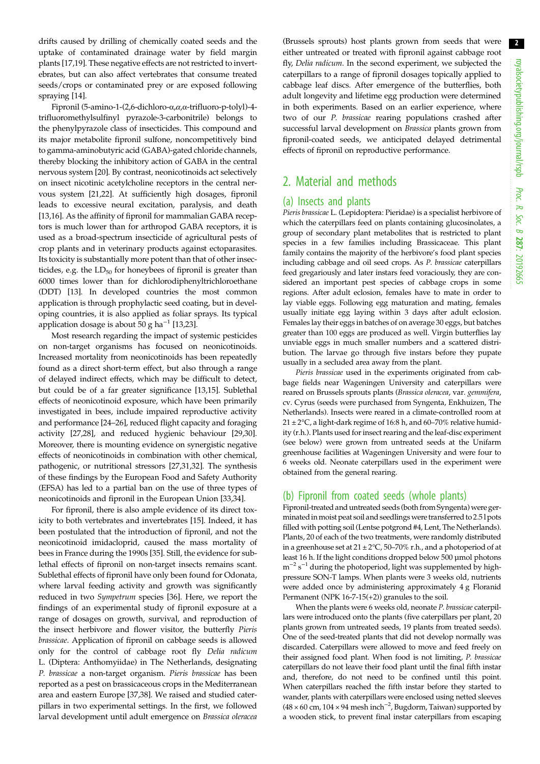drifts caused by drilling of chemically coated seeds and the uptake of contaminated drainage water by field margin plants [17,19]. These negative effects are not restricted to invertebrates, but can also affect vertebrates that consume treated seeds/crops or contaminated prey or are exposed following spraying [14].

Fipronil (5-amino-1-(2,6-dichloro-α,α,α-trifluoro-p-tolyl)-4-trifluoromethylsulfinyl pyrazole-3-carbonitrile) belongs to the phenylpyrazole class of insecticides. This compound and its major metabolite fipronil sulfone, noncompetitively bind to gamma-aminobutyric acid (GABA)-gated chloride channels, thereby blocking the inhibitory action of GABA in the central nervous system [20]. By contrast, neonicotinoids act selectively on insect nicotinic acetylcholine receptors in the central nervous system [21,22]. At sufficiently high dosages, fipronil leads to excessive neural excitation, paralysis, and death [13,16]. As the affinity of fipronil for mammalian GABA receptors is much lower than for arthropod GABA receptors, it is used as a broad-spectrum insecticide of agricultural pests of crop plants and in veterinary products against ectoparasites. Its toxicity is substantially more potent than that of other insecticides, e.g. the $LD_{50}$ for honeybees of fipronil is greater than 6000 times lower than for dichlorodiphenyltrichloroethane (DDT) [13]. In developed countries the most common application is through prophylactic seed coating, but in developing countries, it is also applied as foliar sprays. Its typical application dosage is about 50 g $ha^{-1}$ [13,23].

Most research regarding the impact of systemic pesticides on non-target organisms has focused on neonicotinoids. Increased mortality from neonicotinoids has been repeatedly found as a direct short-term effect, but also through a range of delayed indirect effects, which may be difficult to detect, but could be of a far greater significance [13,15]. Sublethal effects of neonicotinoid exposure, which have been primarily investigated in bees, include impaired reproductive activity and performance [24–26], reduced flight capacity and foraging activity [27,28], and reduced hygienic behaviour [29,30]. Moreover, there is mounting evidence on synergistic negative effects of neonicotinoids in combination with other chemical, pathogenic, or nutritional stressors [27,31,32]. The synthesis of these findings by the European Food and Safety Authority (EFSA) has led to a partial ban on the use of three types of neonicotinoids and fipronil in the European Union [33,34].

For fipronil, there is also ample evidence of its direct toxicity to both vertebrates and invertebrates [15]. Indeed, it has been postulated that the introduction of fipronil, and not the neonicotinoid imidacloprid, caused the mass mortality of bees in France during the 1990s [35]. Still, the evidence for sublethal effects of fipronil on non-target insects remains scant. Sublethal effects of fipronil have only been found for Odonata, where larval feeding activity and growth was significantly reduced in two *Sympetrum* species [36]. Here, we report the findings of an experimental study of fipronil exposure at a range of dosages on growth, survival, and reproduction of the insect herbivore and flower visitor, the butterfly *Pieris brassicae*. Application of fipronil on cabbage seeds is allowed only for the control of cabbage root fly *Delia radicum* L. (Diptera: Anthomyiidae) in The Netherlands, designating *P. brassicae* a non-target organism. *Pieris brassicae* has been reported as a pest on brassicaceous crops in the Mediterranean area and eastern Europe [37,38]. We raised and studied caterpillars in two experimental settings. In the first, we followed larval development until adult emergence on *Brassica oleracea* (Brussels sprouts) host plants grown from seeds that were either untreated or treated with fipronil against cabbage root fly, *Delia radicum*. In the second experiment, we subjected the caterpillars to a range of fipronil dosages topically applied to cabbage leaf discs. After emergence of the butterflies, both adult longevity and lifetime egg production were determined in both experiments. Based on an earlier experience, where two of our *P. brassicae* rearing populations crashed after successful larval development on *Brassica* plants grown from fipronil-coated seeds, we anticipated delayed detrimental effects of fipronil on reproductive performance.

## 2. Material and methods

### (a) Insects and plants

*Pieris brassicae* L. (Lepidoptera: Pieridae) is a specialist herbivore of which the caterpillars feed on plants containing glucosinolates, a group of secondary plant metabolites that is restricted to plant species in a few families including Brassicaceae. This plant family contains the majority of the herbivore's food plant species including cabbage and oil seed crops. As *P. brassicae* caterpillars feed gregariously and later instars feed voraciously, they are considered an important pest species of cabbage crops in some regions. After adult eclosion, females have to mate in order to lay viable eggs. Following egg maturation and mating, females usually initiate egg laying within 3 days after adult eclosion. Females lay their eggs in batches of on average 30 eggs, but batches greater than 100 eggs are produced as well. Virgin butterflies lay unviable eggs in much smaller numbers and a scattered distribution. The larvae go through five instars before they pupate usually in a secluded area away from the plant.

*Pieris brassicae* used in the experiments originated from cabbage fields near Wageningen University and caterpillars were reared on Brussels sprouts plants (*Brassica oleracea*, var. *gemmifera*, cv. Cyrus (seeds were purchased from Syngenta, Enkhuizen, The Netherlands). Insects were reared in a climate-controlled room at 21 ± 2°C, a light-dark regime of 16:8 h, and 60–70% relative humidity (r.h.). Plants used for insect rearing and the leaf-disc experiment (see below) were grown from untreated seeds at the Unifarm greenhouse facilities at Wageningen University and were four to 6 weeks old. Neonate caterpillars used in the experiment were obtained from the general rearing.

### (b) Fipronil from coated seeds (whole plants)

Fipronil-treated and untreated seeds (both from Syngenta) were germinated in moist peat soil and seedlings were transferred to 2.5 l pots filled with potting soil (Lentse potgrond #4, Lent, The Netherlands). Plants, 20 of each of the two treatments, were randomly distributed in a greenhouse set at 21 ± 2°C, 50–70% r.h., and a photoperiod of at least 16 h. If the light conditions dropped below 500 µmol photons $m^{-2}$ $s^{-1}$ during the photoperiod, light was supplemented by high-pressure SON-T lamps. When plants were 3 weeks old, nutrients were added once by administering approximately 4 g Floranid Permanent (NPK 16-7-15(+2)) granules to the soil.

When the plants were 6 weeks old, neonate *P. brassicae* caterpillars were introduced onto the plants (five caterpillars per plant, 20 plants grown from untreated seeds, 19 plants from treated seeds). One of the seed-treated plants that did not develop normally was discarded. Caterpillars were allowed to move and feed freely on their assigned food plant. When food is not limiting, *P. brassicae* caterpillars do not leave their food plant until the final fifth instar and, therefore, do not need to be confined until this point. When caterpillars reached the fifth instar before they started to wander, plants with caterpillars were enclosed using netted sleeves (48 × 60 cm, 104 × 94 mesh $inch^{-2}$, Bugdorm, Taiwan) supported by a wooden stick, to prevent final instar caterpillars from escaping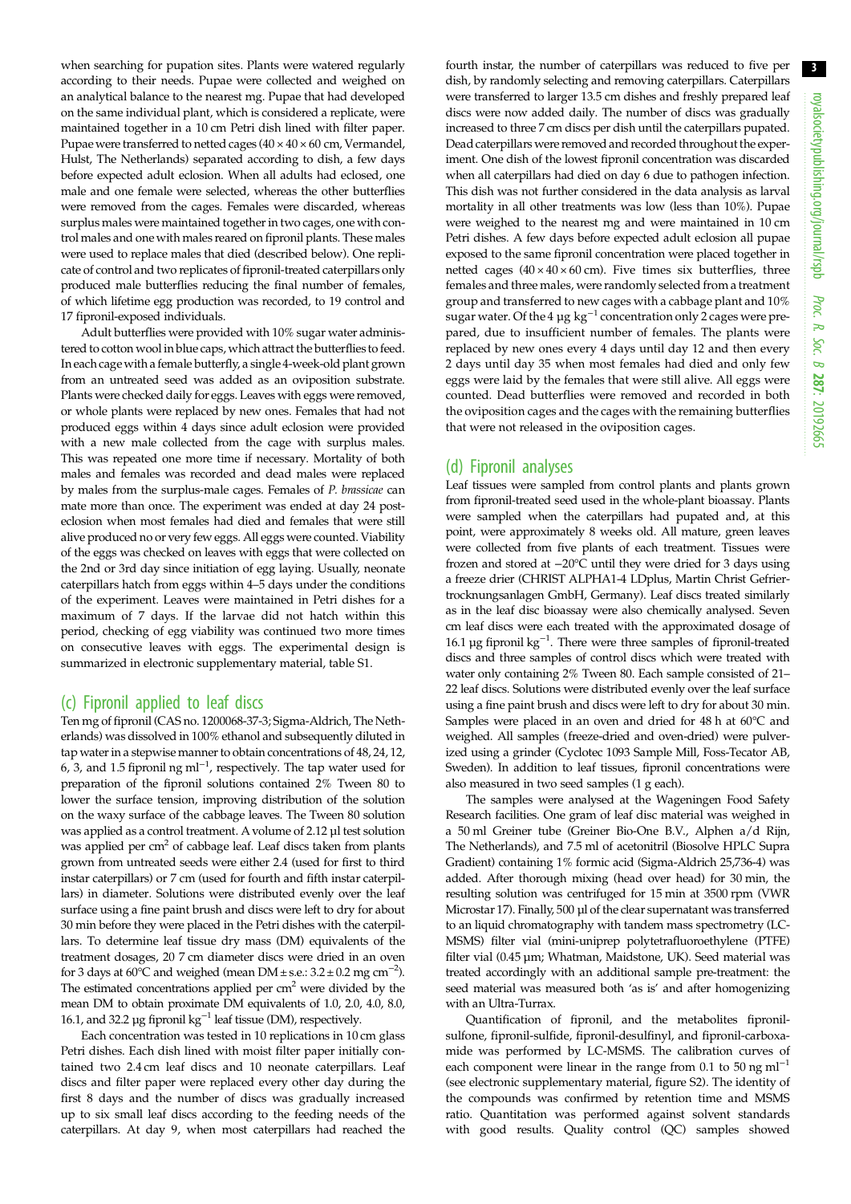when searching for pupation sites. Plants were watered regularly according to their needs. Pupae were collected and weighed on an analytical balance to the nearest mg. Pupae that had developed on the same individual plant, which is considered a replicate, were maintained together in a 10 cm Petri dish lined with filter paper. Pupae were transferred to netted cages (40 × 40 × 60 cm, Vermandel, Hulst, The Netherlands) separated according to dish, a few days before expected adult eclosion. When all adults had eclosed, one male and one female were selected, whereas the other butterflies were removed from the cages. Females were discarded, whereas surplus males were maintained together in two cages, one with control males and one with males reared on fipronil plants. These males were used to replace males that died (described below). One replicate of control and two replicates of fipronil-treated caterpillars only produced male butterflies reducing the final number of females, of which lifetime egg production was recorded, to 19 control and 17 fipronil-exposed individuals.

Adult butterflies were provided with 10% sugar water administered to cotton wool in blue caps, which attract the butterflies to feed. In each cage with a female butterfly, a single 4-week-old plant grown from an untreated seed was added as an oviposition substrate. Plants were checked daily for eggs. Leaves with eggs were removed, or whole plants were replaced by new ones. Females that had not produced eggs within 4 days since adult eclosion were provided with a new male collected from the cage with surplus males. This was repeated one more time if necessary. Mortality of both males and females was recorded and dead males were replaced by males from the surplus-male cages. Females of *P. brassicae* can mate more than once. The experiment was ended at day 24 post-eclosion when most females had died and females that were still alive produced no or very few eggs. All eggs were counted. Viability of the eggs was checked on leaves with eggs that were collected on the 2nd or 3rd day since initiation of egg laying. Usually, neonate caterpillars hatch from eggs within 4–5 days under the conditions of the experiment. Leaves were maintained in Petri dishes for a maximum of 7 days. If the larvae did not hatch within this period, checking of egg viability was continued two more times on consecutive leaves with eggs. The experimental design is summarized in electronic supplementary material, table S1.

## (c) Fipronil applied to leaf discs

Ten mg of fipronil (CAS no. 1200068-37-3; Sigma-Aldrich, The Netherlands) was dissolved in 100% ethanol and subsequently diluted in tap water in a stepwise manner to obtain concentrations of 48, 24, 12, 6, 3, and 1.5 fipronil ng ml$^{-1}$, respectively. The tap water used for preparation of the fipronil solutions contained 2% Tween 80 to lower the surface tension, improving distribution of the solution on the waxy surface of the cabbage leaves. The Tween 80 solution was applied as a control treatment. A volume of 2.12 µl test solution was applied per cm$^2$ of cabbage leaf. Leaf discs taken from plants grown from untreated seeds were either 2.4 (used for first to third instar caterpillars) or 7 cm (used for fourth and fifth instar caterpillars) in diameter. Solutions were distributed evenly over the leaf surface using a fine paint brush and discs were left to dry for about 30 min before they were placed in the Petri dishes with the caterpillars. To determine leaf tissue dry mass (DM) equivalents of the treatment dosages, 20 7 cm diameter discs were dried in an oven for 3 days at 60°C and weighed (mean DM ± s.e.: 3.2 ± 0.2 mg cm$^{-2}$). The estimated concentrations applied per cm$^2$ were divided by the mean DM to obtain proximate DM equivalents of 1.0, 2.0, 4.0, 8.0, 16.1, and 32.2 µg fipronil kg$^{-1}$ leaf tissue (DM), respectively.

Each concentration was tested in 10 replications in 10 cm glass Petri dishes. Each dish lined with moist filter paper initially contained two 2.4 cm leaf discs and 10 neonate caterpillars. Leaf discs and filter paper were replaced every other day during the first 8 days and the number of discs was gradually increased up to six small leaf discs according to the feeding needs of the caterpillars. At day 9, when most caterpillars had reached the fourth instar, the number of caterpillars was reduced to five per dish, by randomly selecting and removing caterpillars. Caterpillars were transferred to larger 13.5 cm dishes and freshly prepared leaf discs were now added daily. The number of discs was gradually increased to three 7 cm discs per dish until the caterpillars pupated. Dead caterpillars were removed and recorded throughout the experiment. One dish of the lowest fipronil concentration was discarded when all caterpillars had died on day 6 due to pathogen infection. This dish was not further considered in the data analysis as larval mortality in all other treatments was low (less than 10%). Pupae were weighed to the nearest mg and were maintained in 10 cm Petri dishes. A few days before expected adult eclosion all pupae exposed to the same fipronil concentration were placed together in netted cages (40 × 40 × 60 cm). Five times six butterflies, three females and three males, were randomly selected from a treatment group and transferred to new cages with a cabbage plant and 10% sugar water. Of the 4 µg kg$^{-1}$ concentration only 2 cages were prepared, due to insufficient number of females. The plants were replaced by new ones every 4 days until day 12 and then every 2 days until day 35 when most females had died and only few eggs were laid by the females that were still alive. All eggs were counted. Dead butterflies were removed and recorded in both the oviposition cages and the cages with the remaining butterflies that were not released in the oviposition cages.

## (d) Fipronil analyses

Leaf tissues were sampled from control plants and plants grown from fipronil-treated seed used in the whole-plant bioassay. Plants were sampled when the caterpillars had pupated and, at this point, were approximately 8 weeks old. All mature, green leaves were collected from five plants of each treatment. Tissues were frozen and stored at −20°C until they were dried for 3 days using a freeze drier (CHRIST ALPHA1-4 LDplus, Martin Christ Gefriertrocknungsanlagen GmbH, Germany). Leaf discs treated similarly as in the leaf disc bioassay were also chemically analysed. Seven cm leaf discs were each treated with the approximated dosage of 16.1 µg fipronil kg$^{-1}$. There were three samples of fipronil-treated discs and three samples of control discs which were treated with water only containing 2% Tween 80. Each sample consisted of 21–22 leaf discs. Solutions were distributed evenly over the leaf surface using a fine paint brush and discs were left to dry for about 30 min. Samples were placed in an oven and dried for 48 h at 60°C and weighed. All samples (freeze-dried and oven-dried) were pulverized using a grinder (Cyclotec 1093 Sample Mill, Foss-Tecator AB, Sweden). In addition to leaf tissues, fipronil concentrations were also measured in two seed samples (1 g each).

The samples were analysed at the Wageningen Food Safety Research facilities. One gram of leaf disc material was weighed in a 50 ml Greiner tube (Greiner Bio-One B.V., Alphen a/d Rijn, The Netherlands), and 7.5 ml of acetonitril (Biosolve HPLC Supra Gradient) containing 1% formic acid (Sigma-Aldrich 25,736-4) was added. After thorough mixing (head over head) for 30 min, the resulting solution was centrifuged for 15 min at 3500 rpm (VWR Microstar 17). Finally, 500 µl of the clear supernatant was transferred to an liquid chromatography with tandem mass spectrometry (LC-MSMS) filter vial (mini-uniprep polytetrafluoroethylene (PTFE) filter vial (0.45 µm; Whatman, Maidstone, UK). Seed material was treated accordingly with an additional sample pre-treatment: the seed material was measured both 'as is' and after homogenizing with an Ultra-Turrax.

Quantification of fipronil, and the metabolites fipronil-sulfone, fipronil-sulfide, fipronil-desulfinyl, and fipronil-carboxamide was performed by LC-MSMS. The calibration curves of each component were linear in the range from 0.1 to 50 ng ml$^{-1}$ (see electronic supplementary material, figure S2). The identity of the compounds was confirmed by retention time and MSMS ratio. Quantitation was performed against solvent standards with good results. Quality control (QC) samples showed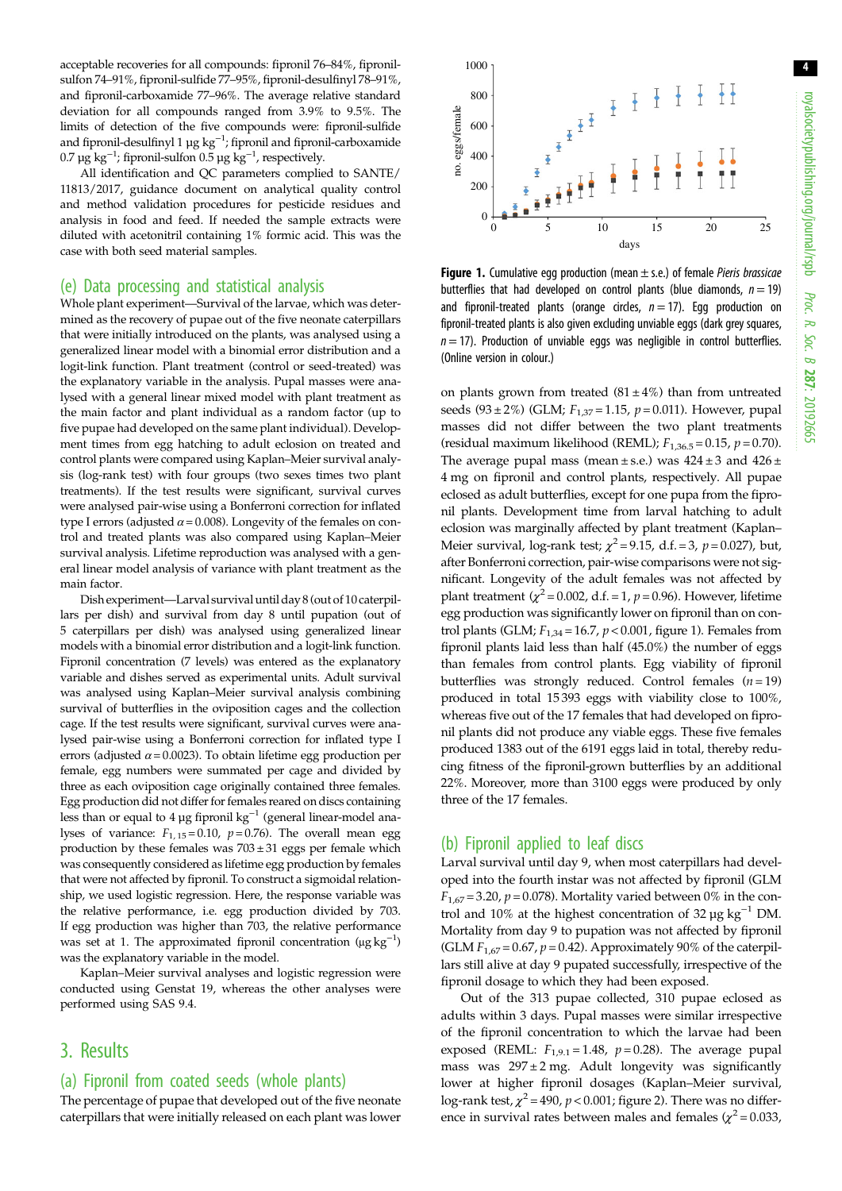acceptable recoveries for all compounds: fipronil 76–84%, fipronil-sulfon 74–91%, fipronil-sulfide 77–95%, fipronil-desulfinyl 78–91%, and fipronil-carboxamide 77–96%. The average relative standard deviation for all compounds ranged from 3.9% to 9.5%. The limits of detection of the five compounds were: fipronil-sulfide and fipronil-desulfinyl 1 µg $kg^{-1}$; fipronil and fipronil-carboxamide 0.7 µg $kg^{-1}$; fipronil-sulfon 0.5 µg $kg^{-1}$, respectively.

All identification and QC parameters complied to SANTE/11813/2017, guidance document on analytical quality control and method validation procedures for pesticide residues and analysis in food and feed. If needed the sample extracts were diluted with acetonitril containing 1% formic acid. This was the case with both seed material samples.

## (e) Data processing and statistical analysis

Whole plant experiment—Survival of the larvae, which was determined as the recovery of pupae out of the five neonate caterpillars that were initially introduced on the plants, was analysed using a generalized linear model with a binomial error distribution and a logit-link function. Plant treatment (control or seed-treated) was the explanatory variable in the analysis. Pupal masses were analysed with a general linear mixed model with plant treatment as the main factor and plant individual as a random factor (up to five pupae had developed on the same plant individual). Development times from egg hatching to adult eclosion on treated and control plants were compared using Kaplan–Meier survival analysis (log-rank test) with four groups (two sexes times two plant treatments). If the test results were significant, survival curves were analysed pair-wise using a Bonferroni correction for inflated type I errors (adjusted $\alpha = 0.008$). Longevity of the females on control and treated plants was also compared using Kaplan–Meier survival analysis. Lifetime reproduction was analysed with a general linear model analysis of variance with plant treatment as the main factor.

Dish experiment—Larval survival until day 8 (out of 10 caterpillars per dish) and survival from day 8 until pupation (out of 5 caterpillars per dish) was analysed using generalized linear models with a binomial error distribution and a logit-link function. Fipronil concentration (7 levels) was entered as the explanatory variable and dishes served as experimental units. Adult survival was analysed using Kaplan–Meier survival analysis combining survival of butterflies in the oviposition cages and the collection cage. If the test results were significant, survival curves were analysed pair-wise using a Bonferroni correction for inflated type I errors (adjusted $\alpha = 0.0023$). To obtain lifetime egg production per female, egg numbers were summated per cage and divided by three as each oviposition cage originally contained three females. Egg production did not differ for females reared on discs containing less than or equal to 4 µg fipronil $kg^{-1}$ (general linear-model analyses of variance: $F_{1,15} = 0.10$, $p = 0.76$). The overall mean egg production by these females was 703 ± 31 eggs per female which was consequently considered as lifetime egg production by females that were not affected by fipronil. To construct a sigmoidal relationship, we used logistic regression. Here, the response variable was the relative performance, i.e. egg production divided by 703. If egg production was higher than 703, the relative performance was set at 1. The approximated fipronil concentration (µg $kg^{-1}$) was the explanatory variable in the model.

Kaplan–Meier survival analyses and logistic regression were conducted using Genstat 19, whereas the other analyses were performed using SAS 9.4.

# 3. Results

## (a) Fipronil from coated seeds (whole plants)

The percentage of pupae that developed out of the five neonate caterpillars that were initially released on each plant was lower on plants grown from treated (81 ± 4%) than from untreated seeds (93 ± 2%) (GLM; $F_{1,37} = 1.15$, $p = 0.011$). However, pupal masses did not differ between the two plant treatments (residual maximum likelihood (REML); $F_{1,36.5} = 0.15$, $p = 0.70$). The average pupal mass (mean ± s.e.) was 424 ± 3 and 426 ± 4 mg on fipronil and control plants, respectively. All pupae eclosed as adult butterflies, except for one pupa from the fipronil plants. Development time from larval hatching to adult eclosion was marginally affected by plant treatment (Kaplan–Meier survival, log-rank test; $\chi^2 = 9.15$, d.f. = 3, $p = 0.027$), but, after Bonferroni correction, pair-wise comparisons were not significant. Longevity of the adult females was not affected by plant treatment ($\chi^2 = 0.002$, d.f. = 1, $p = 0.96$). However, lifetime egg production was significantly lower on fipronil than on control plants (GLM; $F_{1,34} = 16.7$, $p < 0.001$, figure 1). Females from fipronil plants laid less than half (45.0%) the number of eggs than females from control plants. Egg viability of fipronil butterflies was strongly reduced. Control females ($n = 19$) produced in total 15 393 eggs with viability close to 100%, whereas five out of the 17 females that had developed on fipronil plants did not produce any viable eggs. These five females produced 1383 out of the 6191 eggs laid in total, thereby reducing fitness of the fipronil-grown butterflies by an additional 22%. Moreover, more than 3100 eggs were produced by only three of the 17 females.

**Figure 1.** Cumulative egg production (mean ± s.e.) of female *Pieris brassicae* butterflies that had developed on control plants (blue diamonds, $n = 19$) and fipronil-treated plants (orange circles, $n = 17$). Egg production on fipronil-treated plants is also given excluding unviable eggs (dark grey squares, $n = 17$). Production of unviable eggs was negligible in control butterflies. (Online version in colour.)

## (b) Fipronil applied to leaf discs

Larval survival until day 9, when most caterpillars had developed into the fourth instar was not affected by fipronil (GLM $F_{1,67} = 3.20$, $p = 0.078$). Mortality varied between 0% in the control and 10% at the highest concentration of 32 µg $kg^{-1}$ DM. Mortality from day 9 to pupation was not affected by fipronil (GLM $F_{1,67} = 0.67$, $p = 0.42$). Approximately 90% of the caterpillars still alive at day 9 pupated successfully, irrespective of the fipronil dosage to which they had been exposed.

Out of the 313 pupae collected, 310 pupae eclosed as adults within 3 days. Pupal masses were similar irrespective of the fipronil concentration to which the larvae had been exposed (REML: $F_{1,9.1} = 1.48$, $p = 0.28$). The average pupal mass was 297 ± 2 mg. Adult longevity was significantly lower at higher fipronil dosages (Kaplan–Meier survival, log-rank test, $\chi^2 = 490$, $p < 0.001$; figure 2). There was no difference in survival rates between males and females ($\chi^2 = 0.033$,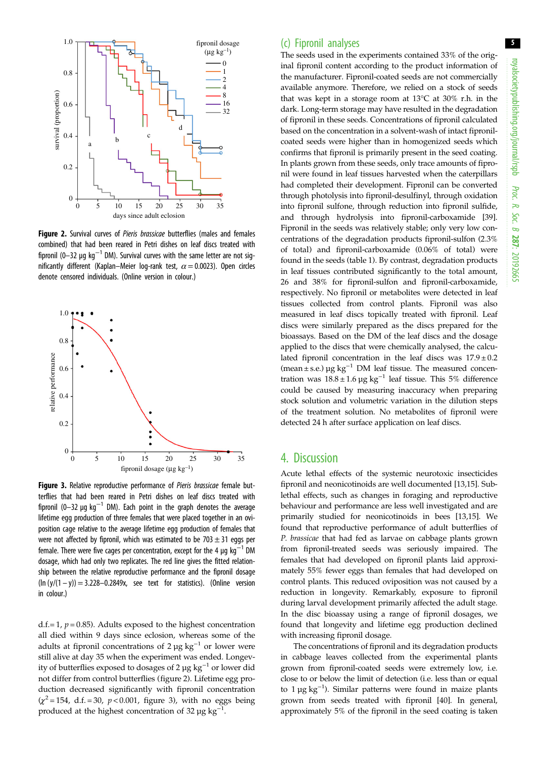**Figure 2.** Survival curves of *Pieris brassicae* butterflies (males and females combined) that had been reared in Petri dishes on leaf discs treated with fipronil (0–32 µg kg$^{-1}$ DM). Survival curves with the same letter are not significantly different (Kaplan–Meier log-rank test, $\alpha = 0.0023$). Open circles denote censored individuals. (Online version in colour.)

**Figure 3.** Relative reproductive performance of *Pieris brassicae* female butterflies that had been reared in Petri dishes on leaf discs treated with fipronil (0–32 µg kg$^{-1}$ DM). Each point in the graph denotes the average lifetime egg production of three females that were placed together in an oviposition cage relative to the average lifetime egg production of females that were not affected by fipronil, which was estimated to be 703 ± 31 eggs per female. There were five cages per concentration, except for the 4 µg kg$^{-1}$ DM dosage, which had only two replicates. The red line gives the fitted relationship between the relative reproductive performance and the fipronil dosage ($\ln(y/(1-y)) = 3.228 - 0.2849x$, see text for statistics). (Online version in colour.)

d.f. = 1, $p = 0.85$). Adults exposed to the highest concentration all died within 9 days since eclosion, whereas some of the adults at fipronil concentrations of 2 µg kg$^{-1}$ or lower were still alive at day 35 when the experiment was ended. Longevity of butterflies exposed to dosages of 2 µg kg$^{-1}$ or lower did not differ from control butterflies (figure 2). Lifetime egg production decreased significantly with fipronil concentration ($\chi^2 = 154$, d.f. = 30, $p < 0.001$, figure 3), with no eggs being produced at the highest concentration of 32 µg kg$^{-1}$.

### (c) Fipronil analyses

The seeds used in the experiments contained 33% of the original fipronil content according to the product information of the manufacturer. Fipronil-coated seeds are not commercially available anymore. Therefore, we relied on a stock of seeds that was kept in a storage room at 13°C at 30% r.h. in the dark. Long-term storage may have resulted in the degradation of fipronil in these seeds. Concentrations of fipronil calculated based on the concentration in a solvent-wash of intact fipronil-coated seeds were higher than in homogenized seeds which confirms that fipronil is primarily present in the seed coating. In plants grown from these seeds, only trace amounts of fipronil were found in leaf tissues harvested when the caterpillars had completed their development. Fipronil can be converted through photolysis into fipronil-desulfinyl, through oxidation into fipronil sulfone, through reduction into fipronil sulfide, and through hydrolysis into fipronil-carboxamide [39]. Fipronil in the seeds was relatively stable; only very low concentrations of the degradation products fipronil-sulfon (2.3% of total) and fipronil-carboxamide (0.06% of total) were found in the seeds (table 1). By contrast, degradation products in leaf tissues contributed significantly to the total amount, 26 and 38% for fipronil-sulfon and fipronil-carboxamide, respectively. No fipronil or metabolites were detected in leaf tissues collected from control plants. Fipronil was also measured in leaf discs topically treated with fipronil. Leaf discs were similarly prepared as the discs prepared for the bioassays. Based on the DM of the leaf discs and the dosage applied to the discs that were chemically analysed, the calculated fipronil concentration in the leaf discs was 17.9 ± 0.2 (mean ± s.e.) µg kg$^{-1}$ DM leaf tissue. The measured concentration was 18.8 ± 1.6 µg kg$^{-1}$ leaf tissue. This 5% difference could be caused by measuring inaccuracy when preparing stock solution and volumetric variation in the dilution steps of the treatment solution. No metabolites of fipronil were detected 24 h after surface application on leaf discs.

## 4. Discussion

Acute lethal effects of the systemic neurotoxic insecticides fipronil and neonicotinoids are well documented [13,15]. Sublethal effects, such as changes in foraging and reproductive behaviour and performance are less well investigated and are primarily studied for neonicotinoids in bees [13,15]. We found that reproductive performance of adult butterflies of *P. brassicae* that had fed as larvae on cabbage plants grown from fipronil-treated seeds was seriously impaired. The females that had developed on fipronil plants laid approximately 55% fewer eggs than females that had developed on control plants. This reduced oviposition was not caused by a reduction in longevity. Remarkably, exposure to fipronil during larval development primarily affected the adult stage. In the disc bioassay using a range of fipronil dosages, we found that longevity and lifetime egg production declined with increasing fipronil dosage.

The concentrations of fipronil and its degradation products in cabbage leaves collected from the experimental plants grown from fipronil-coated seeds were extremely low, i.e. close to or below the limit of detection (i.e. less than or equal to 1 µg kg$^{-1}$). Similar patterns were found in maize plants grown from seeds treated with fipronil [40]. In general, approximately 5% of the fipronil in the seed coating is taken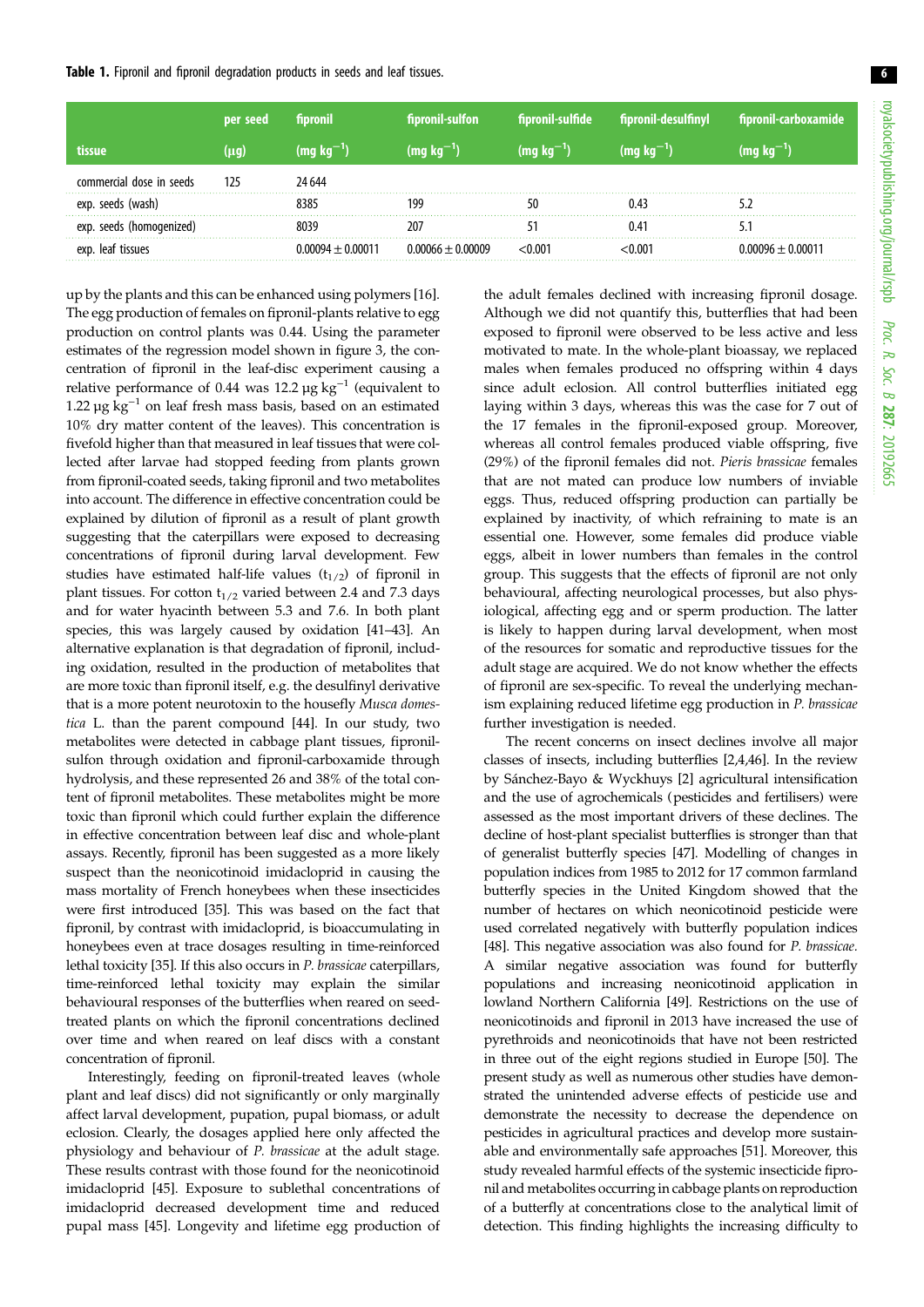**Table 1.** Fipronil and fipronil degradation products in seeds and leaf tissues.

| tissue | per seed (µg) | fipronil (mg kg$^{-1}$) | fipronil-sulfon (mg kg$^{-1}$) | fipronil-sulfide (mg kg$^{-1}$) | fipronil-desulfinyl (mg kg$^{-1}$) | fipronil-carboxamide (mg kg$^{-1}$) |
|---|---|---|---|---|---|---|
| commercial dose in seeds | 125 | 24 644 | | | | |
| exp. seeds (wash) | | 8385 | 199 | 50 | 0.43 | 5.2 |
| exp. seeds (homogenized) | | 8039 | 207 | 51 | 0.41 | 5.1 |
| exp. leaf tissues | | 0.00094 ± 0.00011 | 0.00066 ± 0.00009 | <0.001 | <0.001 | 0.00096 ± 0.00011 |

up by the plants and this can be enhanced using polymers [16]. The egg production of females on fipronil-plants relative to egg production on control plants was 0.44. Using the parameter estimates of the regression model shown in figure 3, the concentration of fipronil in the leaf-disc experiment causing a relative performance of 0.44 was 12.2 µg kg$^{-1}$ (equivalent to 1.22 µg kg$^{-1}$ on leaf fresh mass basis, based on an estimated 10% dry matter content of the leaves). This concentration is fivefold higher than that measured in leaf tissues that were collected after larvae had stopped feeding from plants grown from fipronil-coated seeds, taking fipronil and two metabolites into account. The difference in effective concentration could be explained by dilution of fipronil as a result of plant growth suggesting that the caterpillars were exposed to decreasing concentrations of fipronil during larval development. Few studies have estimated half-life values ($t_{1/2}$) of fipronil in plant tissues. For cotton $t_{1/2}$ varied between 2.4 and 7.3 days and for water hyacinth between 5.3 and 7.6. In both plant species, this was largely caused by oxidation [41–43]. An alternative explanation is that degradation of fipronil, including oxidation, resulted in the production of metabolites that are more toxic than fipronil itself, e.g. the desulfinyl derivative that is a more potent neurotoxin to the housefly *Musca domestica* L. than the parent compound [44]. In our study, two metabolites were detected in cabbage plant tissues, fipronil-sulfon through oxidation and fipronil-carboxamide through hydrolysis, and these represented 26 and 38% of the total content of fipronil metabolites. These metabolites might be more toxic than fipronil which could further explain the difference in effective concentration between leaf disc and whole-plant assays. Recently, fipronil has been suggested as a more likely suspect than the neonicotinoid imidacloprid in causing the mass mortality of French honeybees when these insecticides were first introduced [35]. This was based on the fact that fipronil, by contrast with imidacloprid, is bioaccumulating in honeybees even at trace dosages resulting in time-reinforced lethal toxicity [35]. If this also occurs in *P. brassicae* caterpillars, time-reinforced lethal toxicity may explain the similar behavioural responses of the butterflies when reared on seed-treated plants on which the fipronil concentrations declined over time and when reared on leaf discs with a constant concentration of fipronil.

Interestingly, feeding on fipronil-treated leaves (whole plant and leaf discs) did not significantly or only marginally affect larval development, pupation, pupal biomass, or adult eclosion. Clearly, the dosages applied here only affected the physiology and behaviour of *P. brassicae* at the adult stage. These results contrast with those found for the neonicotinoid imidacloprid [45]. Exposure to sublethal concentrations of imidacloprid decreased development time and reduced pupal mass [45]. Longevity and lifetime egg production of the adult females declined with increasing fipronil dosage. Although we did not quantify this, butterflies that had been exposed to fipronil were observed to be less active and less motivated to mate. In the whole-plant bioassay, we replaced males when females produced no offspring within 4 days since adult eclosion. All control butterflies initiated egg laying within 3 days, whereas this was the case for 7 out of the 17 females in the fipronil-exposed group. Moreover, whereas all control females produced viable offspring, five (29%) of the fipronil females did not. *Pieris brassicae* females that are not mated can produce low numbers of inviable eggs. Thus, reduced offspring production can partially be explained by inactivity, of which refraining to mate is an essential one. However, some females did produce viable eggs, albeit in lower numbers than females in the control group. This suggests that the effects of fipronil are not only behavioural, affecting neurological processes, but also physiological, affecting egg and or sperm production. The latter is likely to happen during larval development, when most of the resources for somatic and reproductive tissues for the adult stage are acquired. We do not know whether the effects of fipronil are sex-specific. To reveal the underlying mechanism explaining reduced lifetime egg production in *P. brassicae* further investigation is needed.

The recent concerns on insect declines involve all major classes of insects, including butterflies [2,4,46]. In the review by Sánchez-Bayo & Wyckhuys [2] agricultural intensification and the use of agrochemicals (pesticides and fertilisers) were assessed as the most important drivers of these declines. The decline of host-plant specialist butterflies is stronger than that of generalist butterfly species [47]. Modelling of changes in population indices from 1985 to 2012 for 17 common farmland butterfly species in the United Kingdom showed that the number of hectares on which neonicotinoid pesticide were used correlated negatively with butterfly population indices [48]. This negative association was also found for *P. brassicae*. A similar negative association was found for butterfly populations and increasing neonicotinoid application in lowland Northern California [49]. Restrictions on the use of neonicotinoids and fipronil in 2013 have increased the use of pyrethroids and neonicotinoids that have not been restricted in three out of the eight regions studied in Europe [50]. The present study as well as numerous other studies have demonstrated the unintended adverse effects of pesticide use and demonstrate the necessity to decrease the dependence on pesticides in agricultural practices and develop more sustainable and environmentally safe approaches [51]. Moreover, this study revealed harmful effects of the systemic insecticide fipronil and metabolites occurring in cabbage plants on reproduction of a butterfly at concentrations close to the analytical limit of detection. This finding highlights the increasing difficulty to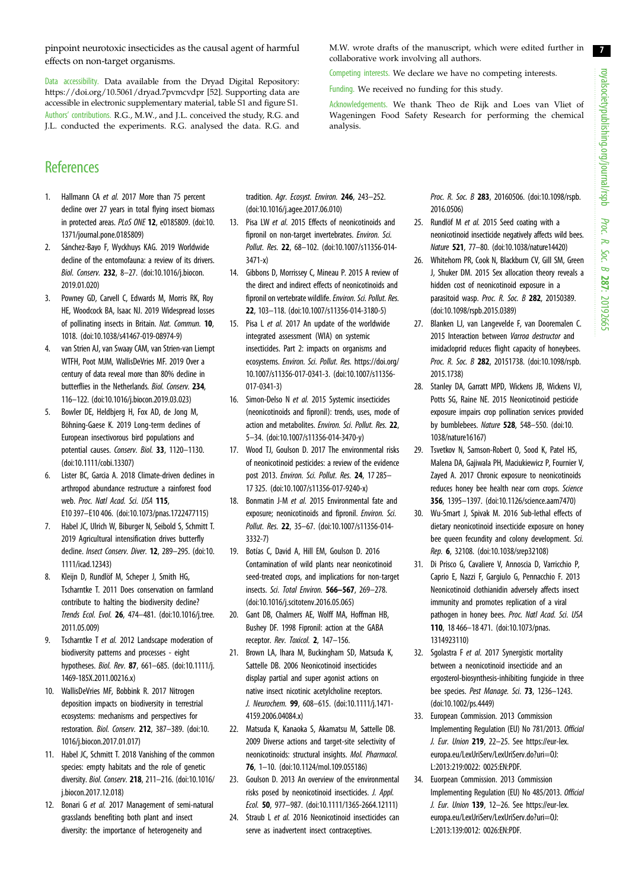pinpoint neurotoxic insecticides as the causal agent of harmful effects on non-target organisms.

Data accessibility. Data available from the Dryad Digital Repository: https://doi.org/10.5061/dryad.7pvmcvdpr [52]. Supporting data are accessible in electronic supplementary material, table S1 and figure S1.

Authors' contributions. R.G., M.W., and J.L. conceived the study, R.G. and J.L. conducted the experiments. R.G. analysed the data. R.G. and M.W. wrote drafts of the manuscript, which were edited further in collaborative work involving all authors.

Competing interests. We declare we have no competing interests.

Funding. We received no funding for this study.

Acknowledgements. We thank Theo de Rijk and Loes van Vliet of Wageningen Food Safety Research for performing the chemical analysis.

# References

1. Hallmann CA *et al.* 2017 More than 75 percent decline over 27 years in total flying insect biomass in protected areas. *PLoS ONE* **12**, e0185809. (doi:10.1371/journal.pone.0185809)
2. Sánchez-Bayo F, Wyckhuys KAG. 2019 Worldwide decline of the entomofauna: a review of its drivers. *Biol. Conserv.* **232**, 8–27. (doi:10.1016/j.biocon.2019.01.020)
3. Powney GD, Carvell C, Edwards M, Morris RK, Roy HE, Woodcock BA, Isaac NJ. 2019 Widespread losses of pollinating insects in Britain. *Nat. Commun.* **10**, 1018. (doi:10.1038/s41467-019-08974-9)
4. van Strien AJ, van Swaay CAM, van Strien-van Liempt WTFH, Poot MJM, WallisDeVries MF. 2019 Over a century of data reveal more than 80% decline in butterflies in the Netherlands. *Biol. Conserv.* **234**, 116–122. (doi:10.1016/j.biocon.2019.03.023)
5. Bowler DE, Heldbjerg H, Fox AD, de Jong M, Böhning-Gaese K. 2019 Long-term declines of European insectivorous bird populations and potential causes. *Conserv. Biol.* **33**, 1120–1130. (doi:10.1111/cobi.13307)
6. Lister BC, Garcia A. 2018 Climate-driven declines in arthropod abundance restructure a rainforest food web. *Proc. Natl Acad. Sci. USA* **115**, E10 397–E10 406. (doi:10.1073/pnas.1722477115)
7. Habel JC, Ulrich W, Biburger N, Seibold S, Schmitt T. 2019 Agricultural intensification drives butterfly decline. *Insect Conserv. Diver.* **12**, 289–295. (doi:10.1111/icad.12343)
8. Kleijn D, Rundlöf M, Scheper J, Smith HG, Tscharntke T. 2011 Does conservation on farmland contribute to halting the biodiversity decline? *Trends Ecol. Evol.* **26**, 474–481. (doi:10.1016/j.tree.2011.05.009)
9. Tscharntke T *et al.* 2012 Landscape moderation of biodiversity patterns and processes - eight hypotheses. *Biol. Rev.* **87**, 661–685. (doi:10.1111/j.1469-185X.2011.00216.x)
10. WallisDeVries MF, Bobbink R. 2017 Nitrogen deposition impacts on biodiversity in terrestrial ecosystems: mechanisms and perspectives for restoration. *Biol. Conserv.* **212**, 387–389. (doi:10.1016/j.biocon.2017.01.017)
11. Habel JC, Schmitt T. 2018 Vanishing of the common species: empty habitats and the role of genetic diversity. *Biol. Conserv.* **218**, 211–216. (doi:10.1016/j.biocon.2017.12.018)
12. Bonari G *et al.* 2017 Management of semi-natural grasslands benefiting both plant and insect diversity: the importance of heterogeneity and tradition. *Agr. Ecosyst. Environ.* **246**, 243–252. (doi:10.1016/j.agee.2017.06.010)
13. Pisa LW *et al.* 2015 Effects of neonicotinoids and fipronil on non-target invertebrates. *Environ. Sci. Pollut. Res.* **22**, 68–102. (doi:10.1007/s11356-014-3471-x)
14. Gibbons D, Morrissey C, Mineau P. 2015 A review of the direct and indirect effects of neonicotinoids and fipronil on vertebrate wildlife. *Environ. Sci. Pollut. Res.* **22**, 103–118. (doi:10.1007/s11356-014-3180-5)
15. Pisa L *et al.* 2017 An update of the worldwide integrated assessment (WIA) on systemic insecticides. Part 2: impacts on organisms and ecosystems. *Environ. Sci. Pollut. Res.* https://doi.org/10.1007/s11356-017-0341-3. (doi:10.1007/s11356-017-0341-3)
16. Simon-Delso N *et al.* 2015 Systemic insecticides (neonicotinoids and fipronil): trends, uses, mode of action and metabolites. *Environ. Sci. Pollut. Res.* **22**, 5–34. (doi:10.1007/s11356-014-3470-y)
17. Wood TJ, Goulson D. 2017 The environmental risks of neonicotinoid pesticides: a review of the evidence post 2013. *Environ. Sci. Pollut. Res.* **24**, 17 285–17 325. (doi:10.1007/s11356-017-9240-x)
18. Bonmatin J-M *et al.* 2015 Environmental fate and exposure; neonicotinoids and fipronil. *Environ. Sci. Pollut. Res.* **22**, 35–67. (doi:10.1007/s11356-014-3332-7)
19. Botías C, David A, Hill EM, Goulson D. 2016 Contamination of wild plants near neonicotinoid seed-treated crops, and implications for non-target insects. *Sci. Total Environ.* **566–567**, 269–278. (doi:10.1016/j.scitotenv.2016.05.065)
20. Gant DB, Chalmers AE, Wolff MA, Hoffman HB, Bushey DF. 1998 Fipronil: action at the GABA receptor. *Rev. Toxicol.* **2**, 147–156.
21. Brown LA, Ihara M, Buckingham SD, Matsuda K, Sattelle DB. 2006 Neonicotinoid insecticides display partial and super agonist actions on native insect nicotinic acetylcholine receptors. *J. Neurochem.* **99**, 608–615. (doi:10.1111/j.1471-4159.2006.04084.x)
22. Matsuda K, Kanaoka S, Akamatsu M, Sattelle DB. 2009 Diverse actions and target-site selectivity of neonicotinoids: structural insights. *Mol. Pharmacol.* **76**, 1–10. (doi:10.1124/mol.109.055186)
23. Goulson D. 2013 An overview of the environmental risks posed by neonicotinoid insecticides. *J. Appl. Ecol.* **50**, 977–987. (doi:10.1111/1365-2664.12111)
24. Straub L *et al.* 2016 Neonicotinoid insecticides can serve as inadvertent insect contraceptives. *Proc. R. Soc. B* **283**, 20160506. (doi:10.1098/rspb.2016.0506)
25. Rundlöf M *et al.* 2015 Seed coating with a neonicotinoid insecticide negatively affects wild bees. *Nature* **521**, 77–80. (doi:10.1038/nature14420)
26. Whitehorn PR, Cook N, Blackburn CV, Gill SM, Green J, Shuker DM. 2015 Sex allocation theory reveals a hidden cost of neonicotinoid exposure in a parasitoid wasp. *Proc. R. Soc. B* **282**, 20150389. (doi:10.1098/rspb.2015.0389)
27. Blanken LJ, van Langevelde F, van Dooremalen C. 2015 Interaction between *Varroa destructor* and imidacloprid reduces flight capacity of honeybees. *Proc. R. Soc. B* **282**, 20151738. (doi:10.1098/rspb.2015.1738)
28. Stanley DA, Garratt MPD, Wickens JB, Wickens VJ, Potts SG, Raine NE. 2015 Neonicotinoid pesticide exposure impairs crop pollination services provided by bumblebees. *Nature* **528**, 548–550. (doi:10.1038/nature16167)
29. Tsvetkov N, Samson-Robert O, Sood K, Patel HS, Malena DA, Gajiwala PH, Maciukiewicz P, Fournier V, Zayed A. 2017 Chronic exposure to neonicotinoids reduces honey bee health near corn crops. *Science* **356**, 1395–1397. (doi:10.1126/science.aam7470)
30. Wu-Smart J, Spivak M. 2016 Sub-lethal effects of dietary neonicotinoid insecticide exposure on honey bee queen fecundity and colony development. *Sci. Rep.* **6**, 32108. (doi:10.1038/srep32108)
31. Di Prisco G, Cavaliere V, Annoscia D, Varricchio P, Caprio E, Nazzi F, Gargiulo G, Pennacchio F. 2013 Neonicotinoid clothianidin adversely affects insect immunity and promotes replication of a viral pathogen in honey bees. *Proc. Natl Acad. Sci. USA* **110**, 18 466–18 471. (doi:10.1073/pnas.1314923110)
32. Sgolastra F *et al.* 2017 Synergistic mortality between a neonicotinoid insecticide and an ergosterol-biosynthesis-inhibiting fungicide in three bee species. *Pest Manage. Sci.* **73**, 1236–1243. (doi:10.1002/ps.4449)
33. European Commission. 2013 Commission Implementing Regulation (EU) No 781/2013. *Official J. Eur. Union* **219**, 22–25. See https://eur-lex.europa.eu/LexUriServ/LexUriServ.do?uri=OJ:L:2013:219:0022: 0025:EN:PDF.
34. Euorpean Commission. 2013 Commission Implementing Regulation (EU) No 485/2013. *Official J. Eur. Union* **139**, 12–26. See https://eur-lex.europa.eu/LexUriServ/LexUriServ.do?uri=OJ:L:2013:139:0012: 0026:EN:PDF.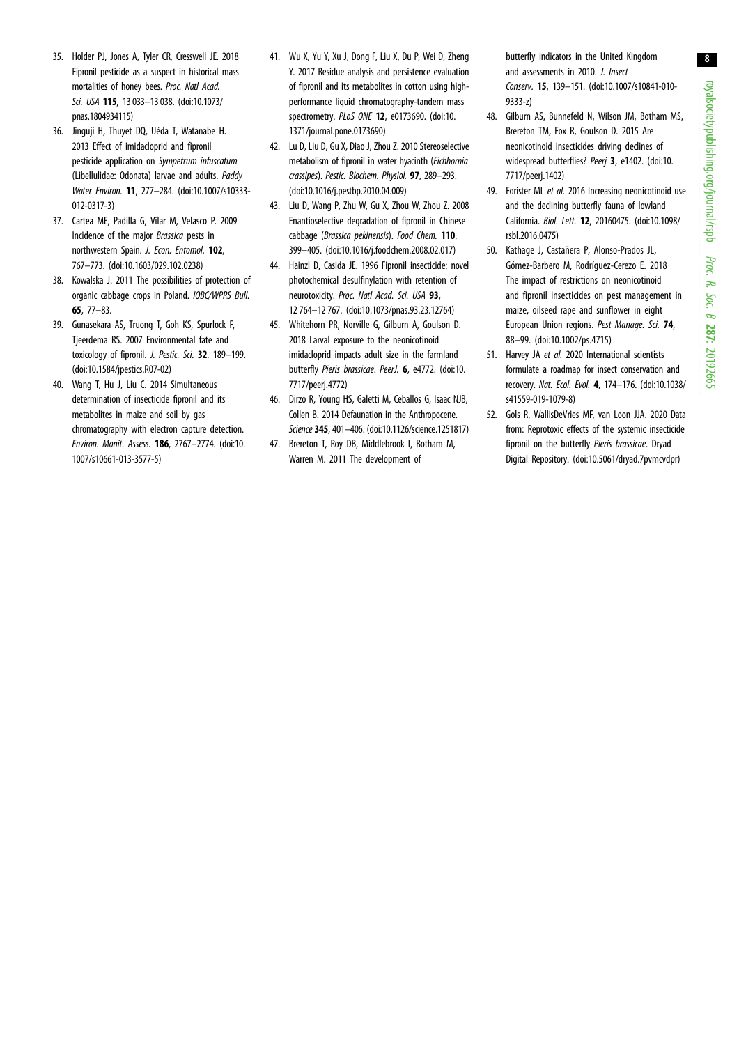35. Holder PJ, Jones A, Tyler CR, Cresswell JE. 2018 Fipronil pesticide as a suspect in historical mass mortalities of honey bees. *Proc. Natl Acad. Sci. USA* **115**, 13 033–13 038. (doi:10.1073/pnas.1804934115)
36. Jinguji H, Thuyet DQ, Uéda T, Watanabe H. 2013 Effect of imidacloprid and fipronil pesticide application on *Sympetrum infuscatum* (Libellulidae: Odonata) larvae and adults. *Paddy Water Environ.* **11**, 277–284. (doi:10.1007/s10333-012-0317-3)
37. Cartea ME, Padilla G, Vilar M, Velasco P. 2009 Incidence of the major *Brassica* pests in northwestern Spain. *J. Econ. Entomol.* **102**, 767–773. (doi:10.1603/029.102.0238)
38. Kowalska J. 2011 The possibilities of protection of organic cabbage crops in Poland. *IOBC/WPRS Bull.* **65**, 77–83.
39. Gunasekara AS, Truong T, Goh KS, Spurlock F, Tjeerdema RS. 2007 Environmental fate and toxicology of fipronil. *J. Pestic. Sci.* **32**, 189–199. (doi:10.1584/jpestics.R07-02)
40. Wang T, Hu J, Liu C. 2014 Simultaneous determination of insecticide fipronil and its metabolites in maize and soil by gas chromatography with electron capture detection. *Environ. Monit. Assess.* **186**, 2767–2774. (doi:10.1007/s10661-013-3577-5)
41. Wu X, Yu Y, Xu J, Dong F, Liu X, Du P, Wei D, Zheng Y. 2017 Residue analysis and persistence evaluation of fipronil and its metabolites in cotton using high-performance liquid chromatography-tandem mass spectrometry. *PLoS ONE* **12**, e0173690. (doi:10.1371/journal.pone.0173690)
42. Lu D, Liu D, Gu X, Diao J, Zhou Z. 2010 Stereoselective metabolism of fipronil in water hyacinth (*Eichhornia crassipes*). *Pestic. Biochem. Physiol.* **97**, 289–293. (doi:10.1016/j.pestbp.2010.04.009)
43. Liu D, Wang P, Zhu W, Gu X, Zhou W, Zhou Z. 2008 Enantioselective degradation of fipronil in Chinese cabbage (*Brassica pekinensis*). *Food Chem.* **110**, 399–405. (doi:10.1016/j.foodchem.2008.02.017)
44. Hainzl D, Casida JE. 1996 Fipronil insecticide: novel photochemical desulfinylation with retention of neurotoxicity. *Proc. Natl Acad. Sci. USA* **93**, 12 764–12 767. (doi:10.1073/pnas.93.23.12764)
45. Whitehorn PR, Norville G, Gilburn A, Goulson D. 2018 Larval exposure to the neonicotinoid imidacloprid impacts adult size in the farmland butterfly *Pieris brassicae*. *PeerJ.* **6**, e4772. (doi:10.7717/peerj.4772)
46. Dirzo R, Young HS, Galetti M, Ceballos G, Isaac NJB, Collen B. 2014 Defaunation in the Anthropocene. *Science* **345**, 401–406. (doi:10.1126/science.1251817)
47. Brereton T, Roy DB, Middlebrook I, Botham M, Warren M. 2011 The development of butterfly indicators in the United Kingdom and assessments in 2010. *J. Insect Conserv.* **15**, 139–151. (doi:10.1007/s10841-010-9333-z)
48. Gilburn AS, Bunnefeld N, Wilson JM, Botham MS, Brereton TM, Fox R, Goulson D. 2015 Are neonicotinoid insecticides driving declines of widespread butterflies? *Peerj* **3**, e1402. (doi:10.7717/peerj.1402)
49. Forister ML *et al.* 2016 Increasing neonicotinoid use and the declining butterfly fauna of lowland California. *Biol. Lett.* **12**, 20160475. (doi:10.1098/rsbl.2016.0475)
50. Kathage J, Castañera P, Alonso-Prados JL, Gómez-Barbero M, Rodríguez-Cerezo E. 2018 The impact of restrictions on neonicotinoid and fipronil insecticides on pest management in maize, oilseed rape and sunflower in eight European Union regions. *Pest Manage. Sci.* **74**, 88–99. (doi:10.1002/ps.4715)
51. Harvey JA *et al.* 2020 International scientists formulate a roadmap for insect conservation and recovery. *Nat. Ecol. Evol.* **4**, 174–176. (doi:10.1038/s41559-019-1079-8)
52. Gols R, WallisDeVries MF, van Loon JJA. 2020 Data from: Reprotoxic effects of the systemic insecticide fipronil on the butterfly *Pieris brassicae*. Dryad Digital Repository. (doi:10.5061/dryad.7pvmcvdpr)